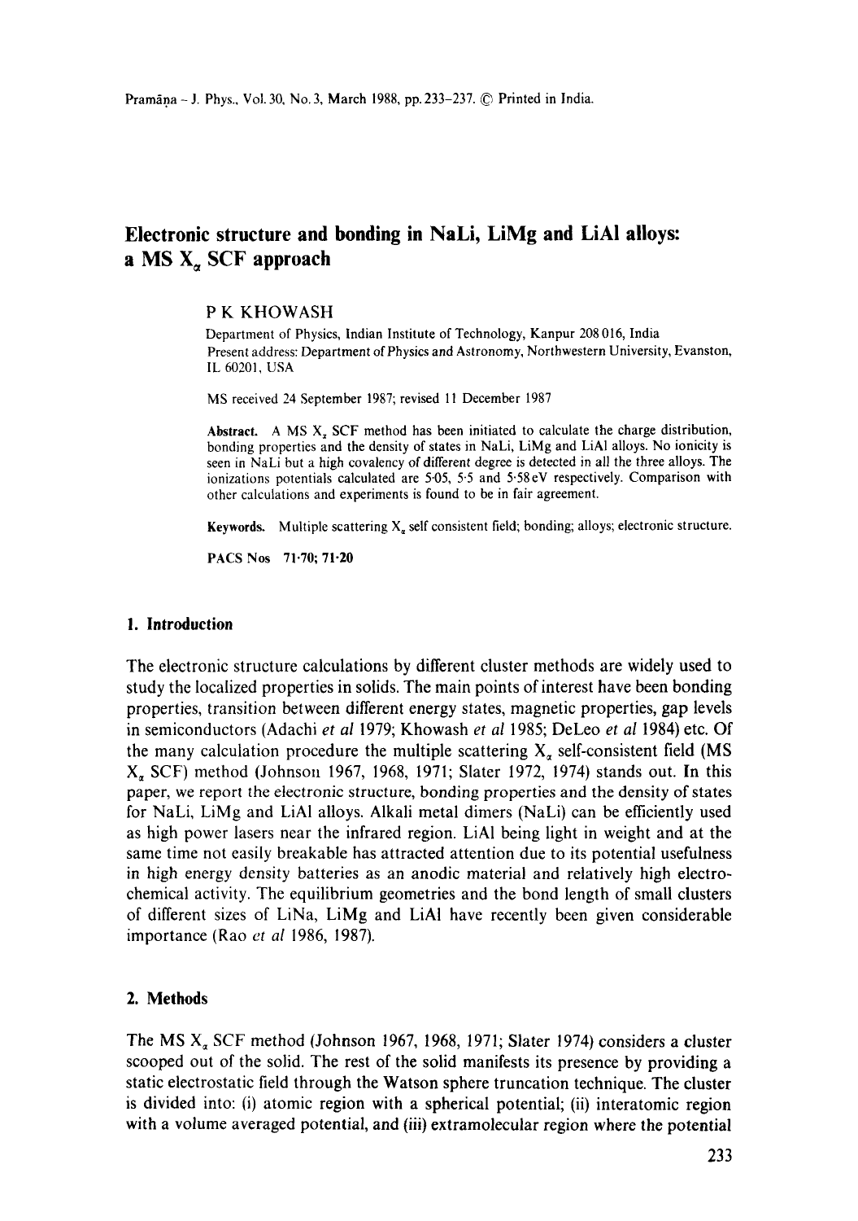# Electronic structure and bonding in NaLi, LiMg and LiAl alloys: a MS $X_\alpha$ SCF approach

P K KHOWASH

Department of Physics, Indian Institute of Technology, Kanpur 208 016, India
Present address: Department of Physics and Astronomy, Northwestern University, Evanston, IL 60201, USA

MS received 24 September 1987; revised 11 December 1987

**Abstract.** A MS $X_\alpha$ SCF method has been initiated to calculate the charge distribution, bonding properties and the density of states in NaLi, LiMg and LiAl alloys. No ionicity is seen in NaLi but a high covalency of different degree is detected in all the three alloys. The ionizations potentials calculated are 5·05, 5·5 and 5·58 eV respectively. Comparison with other calculations and experiments is found to be in fair agreement.

**Keywords.** Multiple scattering $X_\alpha$ self consistent field; bonding; alloys; electronic structure.

**PACS Nos** 71·70; 71·20

## 1. Introduction

The electronic structure calculations by different cluster methods are widely used to study the localized properties in solids. The main points of interest have been bonding properties, transition between different energy states, magnetic properties, gap levels in semiconductors (Adachi *et al* 1979; Khowash *et al* 1985; DeLeo *et al* 1984) etc. Of the many calculation procedure the multiple scattering $X_\alpha$ self-consistent field (MS $X_\alpha$ SCF) method (Johnson 1967, 1968, 1971; Slater 1972, 1974) stands out. In this paper, we report the electronic structure, bonding properties and the density of states for NaLi, LiMg and LiAl alloys. Alkali metal dimers (NaLi) can be efficiently used as high power lasers near the infrared region. LiAl being light in weight and at the same time not easily breakable has attracted attention due to its potential usefulness in high energy density batteries as an anodic material and relatively high electrochemical activity. The equilibrium geometries and the bond length of small clusters of different sizes of LiNa, LiMg and LiAl have recently been given considerable importance (Rao *et al* 1986, 1987).

## 2. Methods

The MS $X_\alpha$ SCF method (Johnson 1967, 1968, 1971; Slater 1974) considers a cluster scooped out of the solid. The rest of the solid manifests its presence by providing a static electrostatic field through the Watson sphere truncation technique. The cluster is divided into: (i) atomic region with a spherical potential; (ii) interatomic region with a volume averaged potential, and (iii) extramolecular region where the potential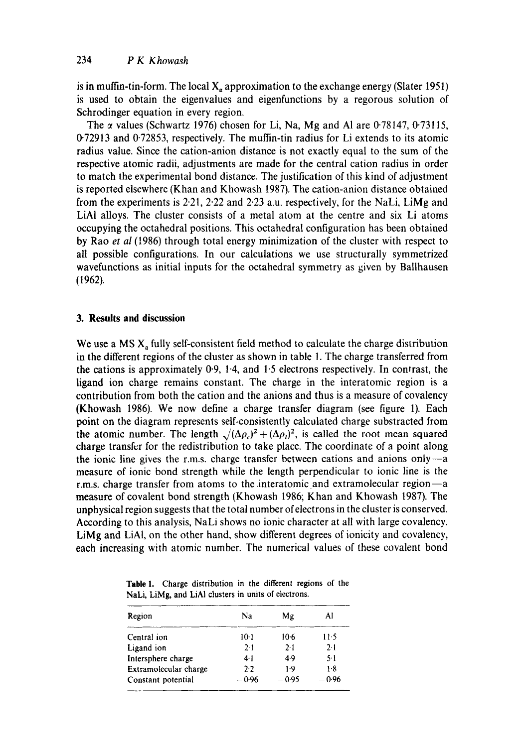is in muffin-tin-form. The local $X_\alpha$ approximation to the exchange energy (Slater 1951) is used to obtain the eigenvalues and eigenfunctions by a regorous solution of Schrodinger equation in every region.

The $\alpha$ values (Schwartz 1976) chosen for Li, Na, Mg and Al are 0·78147, 0·73115, 0·72913 and 0·72853, respectively. The muffin-tin radius for Li extends to its atomic radius value. Since the cation-anion distance is not exactly equal to the sum of the respective atomic radii, adjustments are made for the central cation radius in order to match the experimental bond distance. The justification of this kind of adjustment is reported elsewhere (Khan and Khowash 1987). The cation-anion distance obtained from the experiments is 2·21, 2·22 and 2·23 a.u. respectively, for the NaLi, LiMg and LiAl alloys. The cluster consists of a metal atom at the centre and six Li atoms occupying the octahedral positions. This octahedral configuration has been obtained by Rao *et al* (1986) through total energy minimization of the cluster with respect to all possible configurations. In our calculations we use structurally symmetrized wavefunctions as initial inputs for the octahedral symmetry as given by Ballhausen (1962).

## 3. Results and discussion

We use a MS $X_\alpha$ fully self-consistent field method to calculate the charge distribution in the different regions of the cluster as shown in table 1. The charge transferred from the cations is approximately 0·9, 1·4, and 1·5 electrons respectively. In contrast, the ligand ion charge remains constant. The charge in the interatomic region is a contribution from both the cation and the anions and thus is a measure of covalency (Khowash 1986). We now define a charge transfer diagram (see figure 1). Each point on the diagram represents self-consistently calculated charge substracted from the atomic number. The length $\sqrt{(\Delta\rho_c)^2 + (\Delta\rho_l)^2}$, is called the root mean squared charge transfer for the redistribution to take place. The coordinate of a point along the ionic line gives the r.m.s. charge transfer between cations and anions only—a measure of ionic bond strength while the length perpendicular to ionic line is the r.m.s. charge transfer from atoms to the interatomic and extramolecular region—a measure of covalent bond strength (Khowash 1986; Khan and Khowash 1987). The unphysical region suggests that the total number of electrons in the cluster is conserved. According to this analysis, NaLi shows no ionic character at all with large covalency. LiMg and LiAl, on the other hand, show different degrees of ionicity and covalency, each increasing with atomic number. The numerical values of these covalent bond

**Table 1.** Charge distribution in the different regions of the NaLi, LiMg, and LiAl clusters in units of electrons.

| Region | Na | Mg | Al |
|---|---|---|---|
| Central ion | 10·1 | 10·6 | 11·5 |
| Ligand ion | 2·1 | 2·1 | 2·1 |
| Intersphere charge | 4·1 | 4·9 | 5·1 |
| Extramolecular charge | 2·2 | 1·9 | 1·8 |
| Constant potential | −0·96 | −0·95 | −0·96 |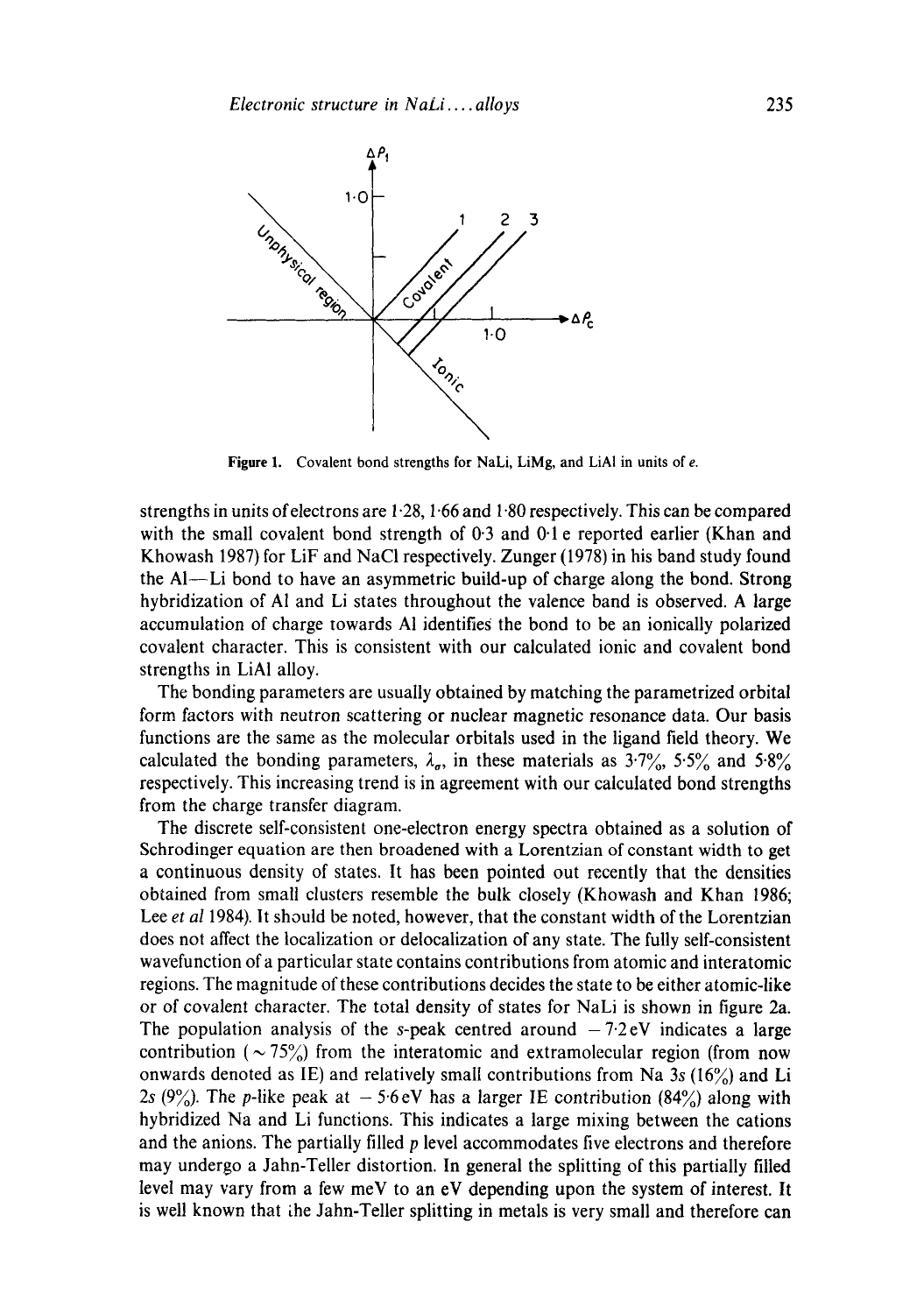**Figure 1.** Covalent bond strengths for NaLi, LiMg, and LiAl in units of $e$.

strengths in units of electrons are 1·28, 1·66 and 1·80 respectively. This can be compared with the small covalent bond strength of 0·3 and 0·1 e reported earlier (Khan and Khowash 1987) for LiF and NaCl respectively. Zunger (1978) in his band study found the Al—Li bond to have an asymmetric build-up of charge along the bond. Strong hybridization of Al and Li states throughout the valence band is observed. A large accumulation of charge towards Al identifies the bond to be an ionically polarized covalent character. This is consistent with our calculated ionic and covalent bond strengths in LiAl alloy.

The bonding parameters are usually obtained by matching the parametrized orbital form factors with neutron scattering or nuclear magnetic resonance data. Our basis functions are the same as the molecular orbitals used in the ligand field theory. We calculated the bonding parameters, $\lambda_\sigma$, in these materials as 3·7%, 5·5% and 5·8% respectively. This increasing trend is in agreement with our calculated bond strengths from the charge transfer diagram.

The discrete self-consistent one-electron energy spectra obtained as a solution of Schrodinger equation are then broadened with a Lorentzian of constant width to get a continuous density of states. It has been pointed out recently that the densities obtained from small clusters resemble the bulk closely (Khowash and Khan 1986; Lee *et al* 1984). It should be noted, however, that the constant width of the Lorentzian does not affect the localization or delocalization of any state. The fully self-consistent wavefunction of a particular state contains contributions from atomic and interatomic regions. The magnitude of these contributions decides the state to be either atomic-like or of covalent character. The total density of states for NaLi is shown in figure 2a. The population analysis of the $s$-peak centred around $-7·2$ eV indicates a large contribution ($\sim 75\%$) from the interatomic and extramolecular region (from now onwards denoted as IE) and relatively small contributions from Na 3$s$ (16%) and Li 2$s$ (9%). The $p$-like peak at $-5·6$ eV has a larger IE contribution (84%) along with hybridized Na and Li functions. This indicates a large mixing between the cations and the anions. The partially filled $p$ level accommodates five electrons and therefore may undergo a Jahn-Teller distortion. In general the splitting of this partially filled level may vary from a few meV to an eV depending upon the system of interest. It is well known that the Jahn-Teller splitting in metals is very small and therefore can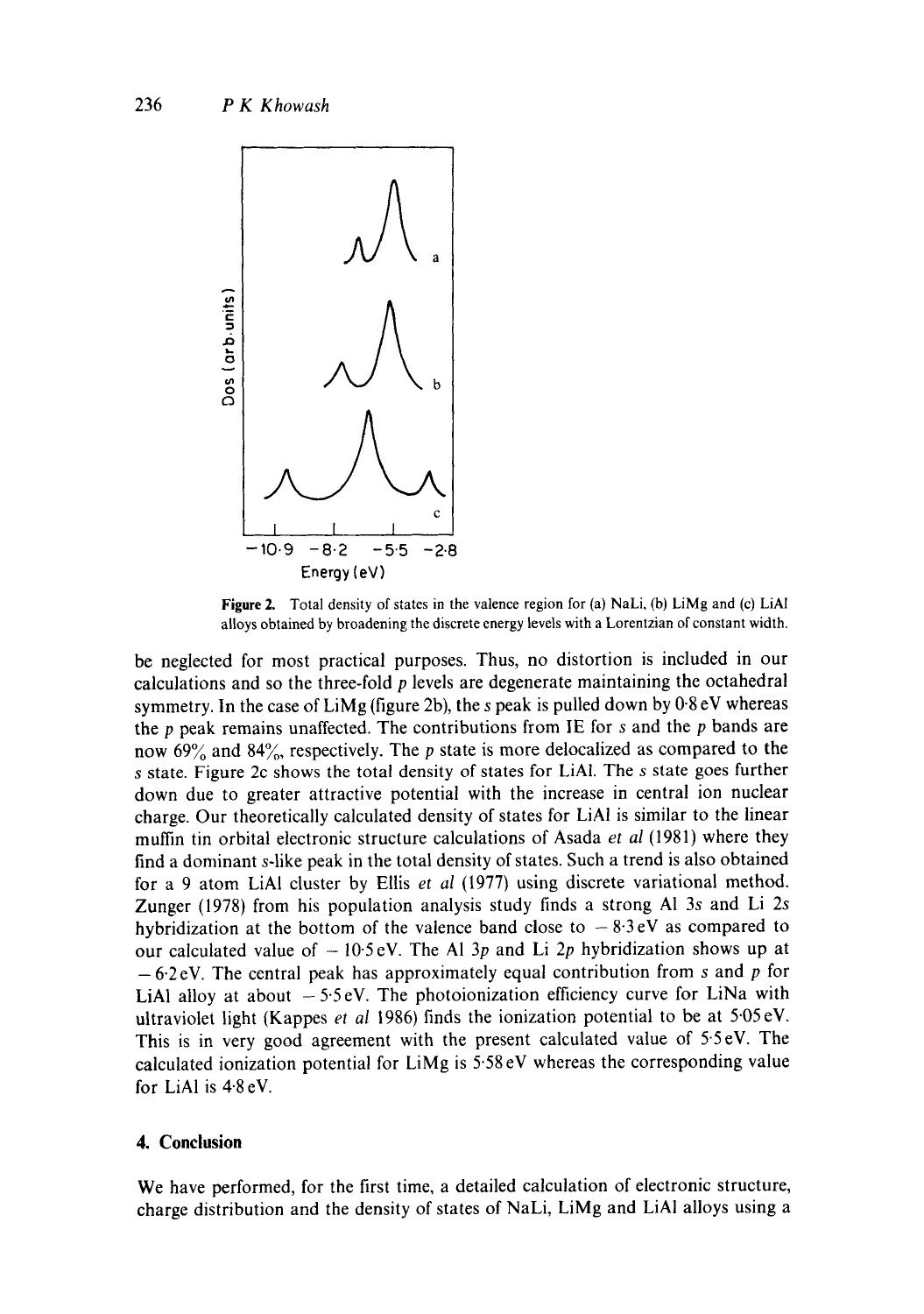Figure 2. Total density of states in the valence region for (a) NaLi, (b) LiMg and (c) LiAl alloys obtained by broadening the discrete energy levels with a Lorentzian of constant width.

be neglected for most practical purposes. Thus, no distortion is included in our calculations and so the three-fold $p$ levels are degenerate maintaining the octahedral symmetry. In the case of LiMg (figure 2b), the $s$ peak is pulled down by 0·8 eV whereas the $p$ peak remains unaffected. The contributions from IE for $s$ and the $p$ bands are now 69% and 84%, respectively. The $p$ state is more delocalized as compared to the $s$ state. Figure 2c shows the total density of states for LiAl. The $s$ state goes further down due to greater attractive potential with the increase in central ion nuclear charge. Our theoretically calculated density of states for LiAl is similar to the linear muffin tin orbital electronic structure calculations of Asada *et al* (1981) where they find a dominant $s$-like peak in the total density of states. Such a trend is also obtained for a 9 atom LiAl cluster by Ellis *et al* (1977) using discrete variational method. Zunger (1978) from his population analysis study finds a strong Al 3$s$ and Li 2$s$ hybridization at the bottom of the valence band close to $-8{\cdot}3$ eV as compared to our calculated value of $-10{\cdot}5$ eV. The Al 3$p$ and Li 2$p$ hybridization shows up at $-6{\cdot}2$ eV. The central peak has approximately equal contribution from $s$ and $p$ for LiAl alloy at about $-5{\cdot}5$ eV. The photoionization efficiency curve for LiNa with ultraviolet light (Kappes *et al* 1986) finds the ionization potential to be at 5·05 eV. This is in very good agreement with the present calculated value of 5·5 eV. The calculated ionization potential for LiMg is 5·58 eV whereas the corresponding value for LiAl is 4·8 eV.

## 4. Conclusion

We have performed, for the first time, a detailed calculation of electronic structure, charge distribution and the density of states of NaLi, LiMg and LiAl alloys using a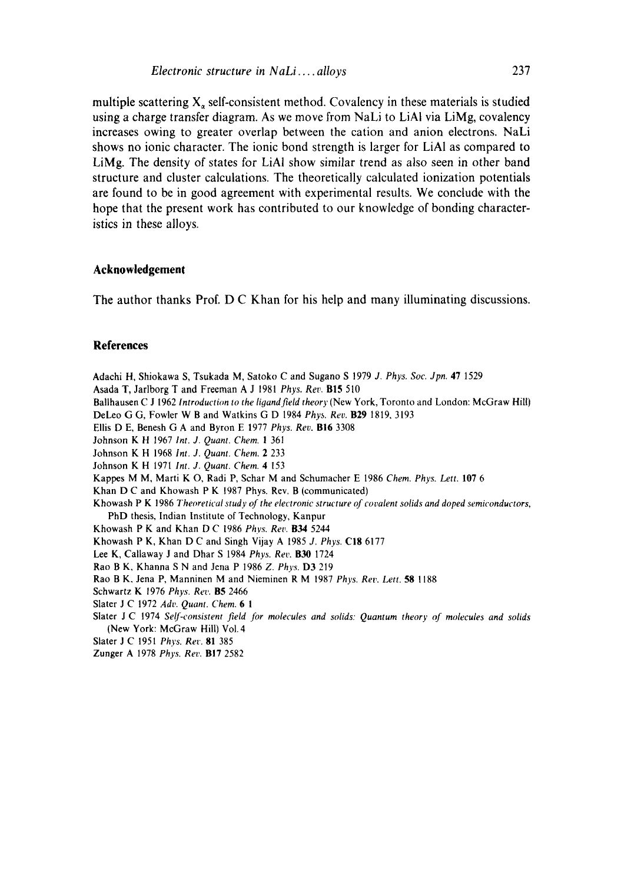multiple scattering $X_\alpha$ self-consistent method. Covalency in these materials is studied using a charge transfer diagram. As we move from NaLi to LiAl via LiMg, covalency increases owing to greater overlap between the cation and anion electrons. NaLi shows no ionic character. The ionic bond strength is larger for LiAl as compared to LiMg. The density of states for LiAl show similar trend as also seen in other band structure and cluster calculations. The theoretically calculated ionization potentials are found to be in good agreement with experimental results. We conclude with the hope that the present work has contributed to our knowledge of bonding characteristics in these alloys.

## Acknowledgement

The author thanks Prof. D C Khan for his help and many illuminating discussions.

## References

Adachi H, Shiokawa S, Tsukada M, Satoko C and Sugano S 1979 *J. Phys. Soc. Jpn.* **47** 1529

Asada T, Jarlborg T and Freeman A J 1981 *Phys. Rev.* **B15** 510

Ballhausen C J 1962 *Introduction to the ligand field theory* (New York, Toronto and London: McGraw Hill)

DeLeo G G, Fowler W B and Watkins G D 1984 *Phys. Rev.* **B29** 1819, 3193

Ellis D E, Benesh G A and Byron E 1977 *Phys. Rev.* **B16** 3308

Johnson K H 1967 *Int. J. Quant. Chem.* **1** 361

Johnson K H 1968 *Int. J. Quant. Chem.* **2** 233

Johnson K H 1971 *Int. J. Quant. Chem.* **4** 153

Kappes M M, Marti K O, Radi P, Schar M and Schumacher E 1986 *Chem. Phys. Lett.* **107** 6

Khan D C and Khowash P K 1987 Phys. Rev. B (communicated)

Khowash P K 1986 *Theoretical study of the electronic structure of covalent solids and doped semiconductors*, PhD thesis, Indian Institute of Technology, Kanpur

Khowash P K and Khan D C 1986 *Phys. Rev.* **B34** 5244

Khowash P K, Khan D C and Singh Vijay A 1985 *J. Phys.* **C18** 6177

Lee K, Callaway J and Dhar S 1984 *Phys. Rev.* **B30** 1724

Rao B K, Khanna S N and Jena P 1986 *Z. Phys.* **D3** 219

Rao B K, Jena P, Manninen M and Nieminen R M 1987 *Phys. Rev. Lett.* **58** 1188

Schwartz K 1976 *Phys. Rev.* **B5** 2466

Slater J C 1972 *Adv. Quant. Chem.* **6** 1

Slater J C 1974 *Self-consistent field for molecules and solids: Quantum theory of molecules and solids* (New York: McGraw Hill) Vol. 4

Slater J C 1951 *Phys. Rev.* **81** 385

Zunger A 1978 *Phys. Rev.* **B17** 2582